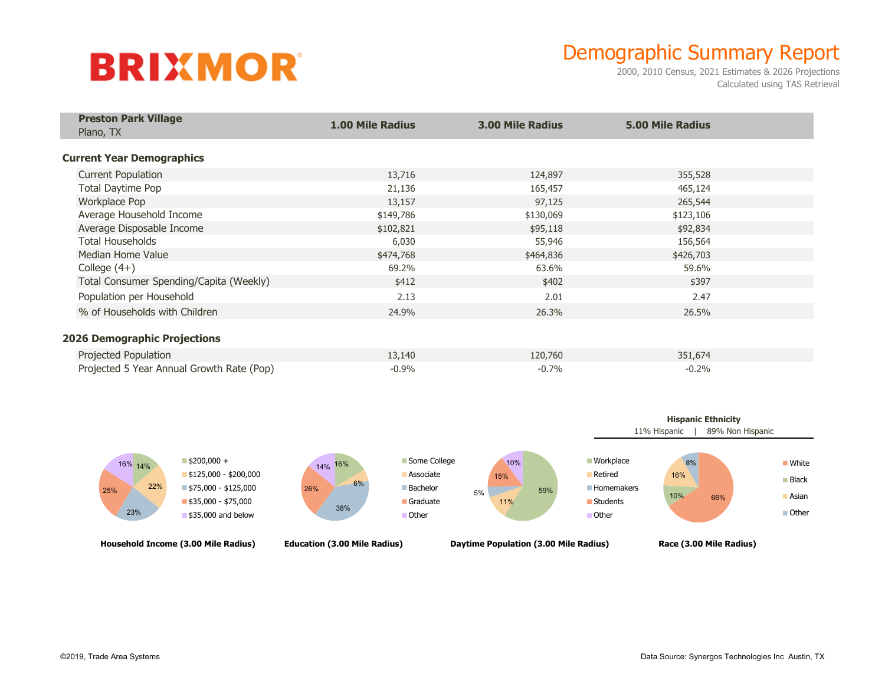**BRIXMOR**

# Demographic Summary Report

2000, 2010 Census, 2021 Estimates & 2026 Projections
Calculated using TAS Retrieval

| **Preston Park Village** Plano, TX | **1.00 Mile Radius** | **3.00 Mile Radius** | **5.00 Mile Radius** |
|---|---|---|---|
| **Current Year Demographics** | | | |
| Current Population | 13,716 | 124,897 | 355,528 |
| Total Daytime Pop | 21,136 | 165,457 | 465,124 |
| Workplace Pop | 13,157 | 97,125 | 265,544 |
| Average Household Income | $149,786 | $130,069 | $123,106 |
| Average Disposable Income | $102,821 | $95,118 | $92,834 |
| Total Households | 6,030 | 55,946 | 156,564 |
| Median Home Value | $474,768 | $464,836 | $426,703 |
| College (4+) | 69.2% | 63.6% | 59.6% |
| Total Consumer Spending/Capita (Weekly) | $412 | $402 | $397 |
| Population per Household | 2.13 | 2.01 | 2.47 |
| % of Households with Children | 24.9% | 26.3% | 26.5% |
| **2026 Demographic Projections** | | | |
| Projected Population | 13,140 | 120,760 | 351,674 |
| Projected 5 Year Annual Growth Rate (Pop) | -0.9% | -0.7% | -0.2% |

**Household Income (3.00 Mile Radius)**

| Category | % |
|---|---|
| $200,000 + | 14% |
| $125,000 - $200,000 | 22% |
| $75,000 - $125,000 | 23% |
| $35,000 - $75,000 | 25% |
| $35,000 and below | 16% |

**Education (3.00 Mile Radius)**

| Category | % |
|---|---|
| Some College | 16% |
| Associate | 6% |
| Bachelor | 38% |
| Graduate | 26% |
| Other | 14% |

**Daytime Population (3.00 Mile Radius)**

| Category | % |
|---|---|
| Workplace | 59% |
| Retired | 11% |
| Homemakers | 5% |
| Students | 15% |
| Other | 10% |

**Hispanic Ethnicity**

11% Hispanic | 89% Non Hispanic

**Race (3.00 Mile Radius)**

| Category | % |
|---|---|
| White | 66% |
| Black | 10% |
| Asian | 16% |
| Other | 8% |

©2019, Trade Area Systems

Data Source: Synergos Technologies Inc Austin, TX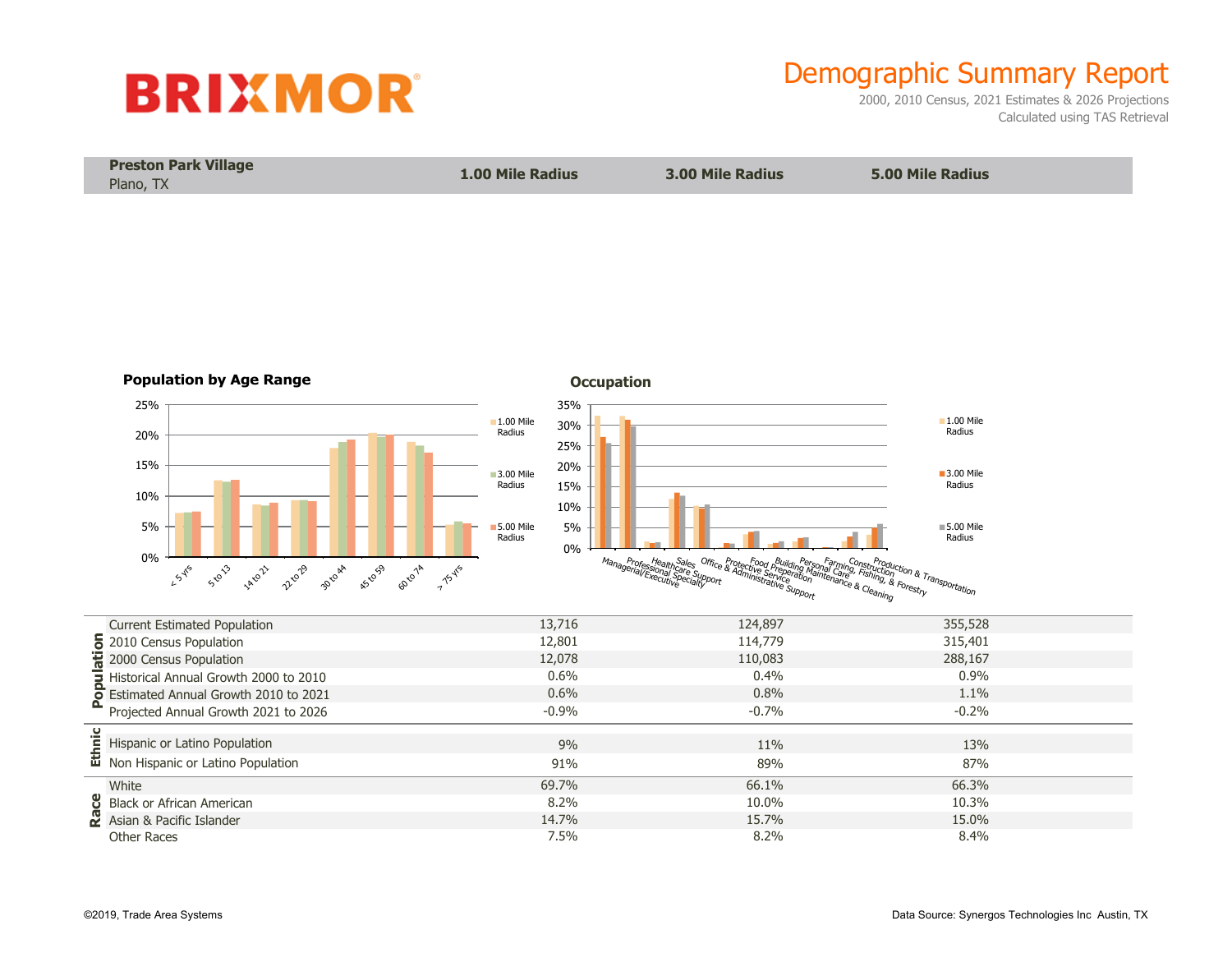# Demographic Summary Report

2000, 2010 Census, 2021 Estimates & 2026 Projections
Calculated using TAS Retrieval

| Preston Park Village<br>Plano, TX | 1.00 Mile Radius | 3.00 Mile Radius | 5.00 Mile Radius |
|---|---|---|---|

**Population by Age Range**

25%
20%
15%
10%
5%
0%

< 5 yrs
5 to 13
14 to 21
22 to 29
30 to 44
45 to 59
60 to 74
> 75 yrs

1.00 Mile Radius
3.00 Mile Radius
5.00 Mile Radius

**Occupation**

35%
30%
25%
20%
15%
10%
5%
0%

Managerial/Executive
Professional Specialty
Healthcare Support
Sales
Office & Administrative Support
Protective Service
Food Preperation
Building Maintenance & Cleaning
Personal Care
Farming, Fishing, & Forestry
Construction
Production & Transportation

1.00 Mile Radius
3.00 Mile Radius
5.00 Mile Radius

| | | 1.00 Mile Radius | 3.00 Mile Radius | 5.00 Mile Radius |
|---|---|---|---|---|
| **Population** | Current Estimated Population | 13,716 | 124,897 | 355,528 |
| | 2010 Census Population | 12,801 | 114,779 | 315,401 |
| | 2000 Census Population | 12,078 | 110,083 | 288,167 |
| | Historical Annual Growth 2000 to 2010 | 0.6% | 0.4% | 0.9% |
| | Estimated Annual Growth 2010 to 2021 | 0.6% | 0.8% | 1.1% |
| | Projected Annual Growth 2021 to 2026 | -0.9% | -0.7% | -0.2% |
| **Ethnic** | Hispanic or Latino Population | 9% | 11% | 13% |
| | Non Hispanic or Latino Population | 91% | 89% | 87% |
| **Race** | White | 69.7% | 66.1% | 66.3% |
| | Black or African American | 8.2% | 10.0% | 10.3% |
| | Asian & Pacific Islander | 14.7% | 15.7% | 15.0% |
| | Other Races | 7.5% | 8.2% | 8.4% |

©2019, Trade Area Systems

Data Source: Synergos Technologies Inc Austin, TX